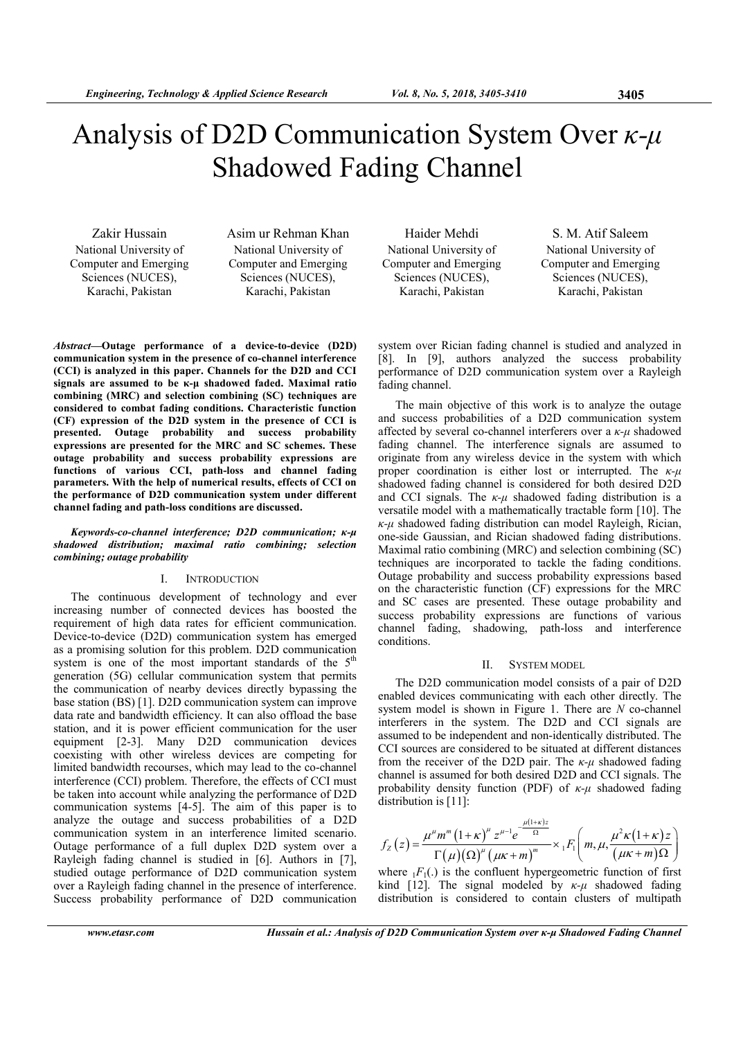# Analysis of D2D Communication System Over $\kappa$-$\mu$ Shadowed Fading Channel

Zakir Hussain
National University of Computer and Emerging Sciences (NUCES), Karachi, Pakistan

Asim ur Rehman Khan
National University of Computer and Emerging Sciences (NUCES), Karachi, Pakistan

Haider Mehdi
National University of Computer and Emerging Sciences (NUCES), Karachi, Pakistan

S. M. Atif Saleem
National University of Computer and Emerging Sciences (NUCES), Karachi, Pakistan

***Abstract*—Outage performance of a device-to-device (D2D) communication system in the presence of co-channel interference (CCI) is analyzed in this paper. Channels for the D2D and CCI signals are assumed to be κ-μ shadowed faded. Maximal ratio combining (MRC) and selection combining (SC) techniques are considered to combat fading conditions. Characteristic function (CF) expression of the D2D system in the presence of CCI is presented. Outage probability and success probability expressions are presented for the MRC and SC schemes. These outage probability and success probability expressions are functions of various CCI, path-loss and channel fading parameters. With the help of numerical results, effects of CCI on the performance of D2D communication system under different channel fading and path-loss conditions are discussed.**

***Keywords-co-channel interference; D2D communication; κ-μ shadowed distribution; maximal ratio combining; selection combining; outage probability***

## I. Introduction

The continuous development of technology and ever increasing number of connected devices has boosted the requirement of high data rates for efficient communication. Device-to-device (D2D) communication system has emerged as a promising solution for this problem. D2D communication system is one of the most important standards of the 5th generation (5G) cellular communication system that permits the communication of nearby devices directly bypassing the base station (BS) [1]. D2D communication system can improve data rate and bandwidth efficiency. It can also offload the base station, and it is power efficient communication for the user equipment [2-3]. Many D2D communication devices coexisting with other wireless devices are competing for limited bandwidth recourses, which may lead to the co-channel interference (CCI) problem. Therefore, the effects of CCI must be taken into account while analyzing the performance of D2D communication systems [4-5]. The aim of this paper is to analyze the outage and success probabilities of a D2D communication system in an interference limited scenario. Outage performance of a full duplex D2D system over a Rayleigh fading channel is studied in [6]. Authors in [7], studied outage performance of D2D communication system over a Rayleigh fading channel in the presence of interference. Success probability performance of D2D communication system over Rician fading channel is studied and analyzed in [8]. In [9], authors analyzed the success probability performance of D2D communication system over a Rayleigh fading channel.

The main objective of this work is to analyze the outage and success probabilities of a D2D communication system affected by several co-channel interferers over a $\kappa$-$\mu$ shadowed fading channel. The interference signals are assumed to originate from any wireless device in the system with which proper coordination is either lost or interrupted. The $\kappa$-$\mu$ shadowed fading channel is considered for both desired D2D and CCI signals. The $\kappa$-$\mu$ shadowed fading distribution is a versatile model with a mathematically tractable form [10]. The $\kappa$-$\mu$ shadowed fading distribution can model Rayleigh, Rician, one-side Gaussian, and Rician shadowed fading distributions. Maximal ratio combining (MRC) and selection combining (SC) techniques are incorporated to tackle the fading conditions. Outage probability and success probability expressions based on the characteristic function (CF) expressions for the MRC and SC cases are presented. These outage probability and success probability expressions are functions of various channel fading, shadowing, path-loss and interference conditions.

## II. System Model

The D2D communication model consists of a pair of D2D enabled devices communicating with each other directly. The system model is shown in Figure 1. There are $N$ co-channel interferers in the system. The D2D and CCI signals are assumed to be independent and non-identically distributed. The CCI sources are considered to be situated at different distances from the receiver of the D2D pair. The $\kappa$-$\mu$ shadowed fading channel is assumed for both desired D2D and CCI signals. The probability density function (PDF) of $\kappa$-$\mu$ shadowed fading distribution is [11]:

$$f_Z(z) = \frac{\mu^{\mu} m^{m} (1+\kappa)^{\mu} z^{\mu-1} e^{-\frac{\mu(1+\kappa)z}{\Omega}}}{\Gamma(\mu)(\Omega)^{\mu} (\mu\kappa+m)^{m}} \times {}_1F_1\left(m, \mu, \frac{\mu^2 \kappa (1+\kappa) z}{(\mu\kappa+m)\Omega}\right)$$

where ${}_1F_1(.)$ is the confluent hypergeometric function of first kind [12]. The signal modeled by $\kappa$-$\mu$ shadowed fading distribution is considered to contain clusters of multipath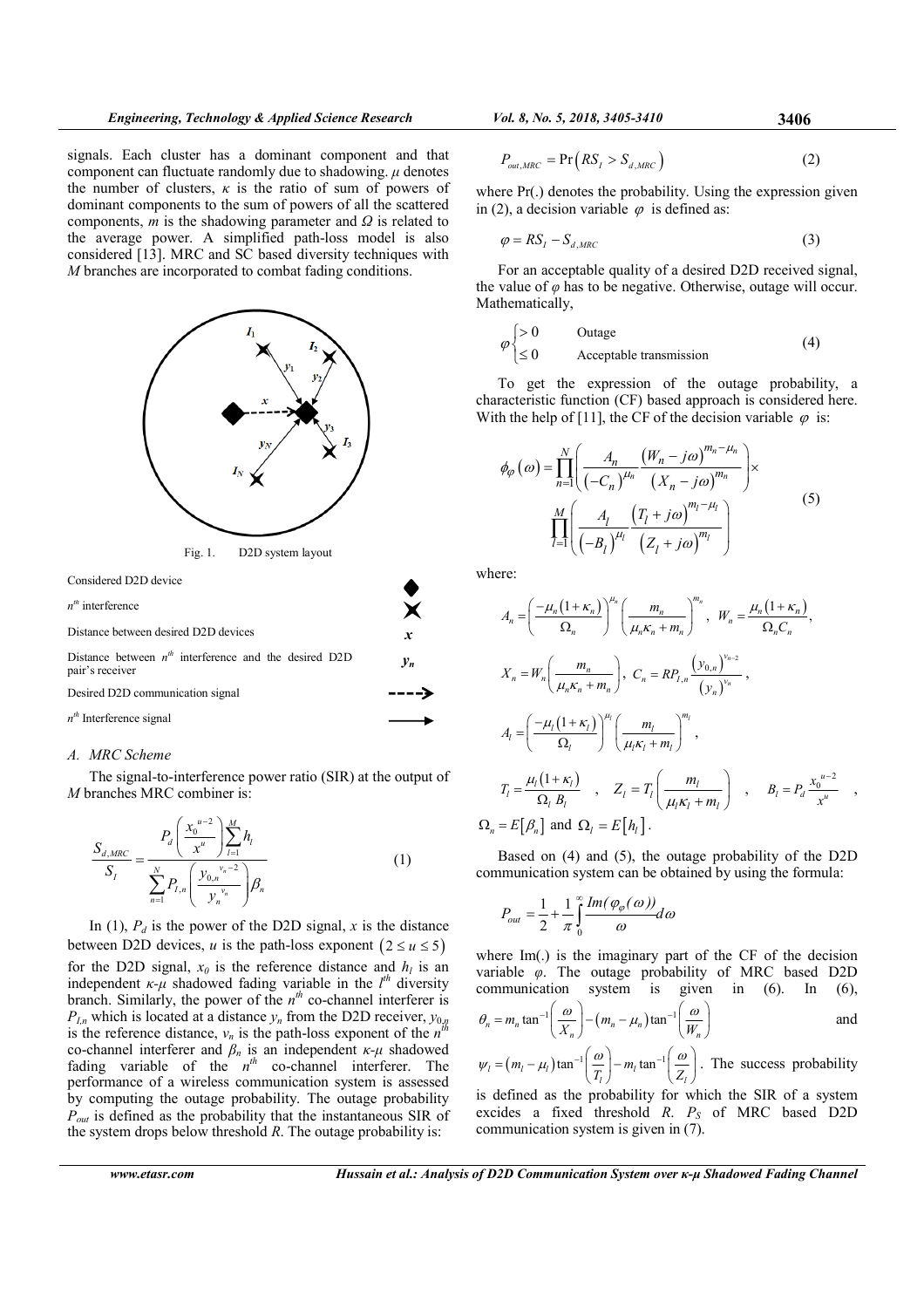signals. Each cluster has a dominant component and that component can fluctuate randomly due to shadowing. $\mu$ denotes the number of clusters, $\kappa$ is the ratio of sum of powers of dominant components to the sum of powers of all the scattered components, $m$ is the shadowing parameter and $\Omega$ is related to the average power. A simplified path-loss model is also considered [13]. MRC and SC based diversity techniques with $M$ branches are incorporated to combat fading conditions.

Fig. 1. D2D system layout

| | |
|---|---|
| Considered D2D device | ◆ |
| $n^{th}$ interference | ✖ |
| Distance between desired D2D devices | $x$ |
| Distance between $n^{th}$ interference and the desired D2D pair's receiver | $y_n$ |
| Desired D2D communication signal | - - -> |
| $n^{th}$ Interference signal | ——> |

### A. MRC Scheme

The signal-to-interference power ratio (SIR) at the output of $M$ branches MRC combiner is:

$$\frac{S_{d,MRC}}{S_I} = \frac{P_d\left(\frac{x_0^{u-2}}{x^u}\right)\sum_{l=1}^{M} h_l}{\sum_{n=1}^{N} P_{I,n}\left(\frac{y_{0,n}^{v_n-2}}{y_n^{v_n}}\right)\beta_n} \tag{1}$$

In (1), $P_d$ is the power of the D2D signal, $x$ is the distance between D2D devices, $u$ is the path-loss exponent $(2 \le u \le 5)$ for the D2D signal, $x_0$ is the reference distance and $h_l$ is an independent $\kappa$-$\mu$ shadowed fading variable in the $l^{th}$ diversity branch. Similarly, the power of the $n^{th}$ co-channel interferer is $P_{I,n}$ which is located at a distance $y_n$ from the D2D receiver, $y_{0,n}$ is the reference distance, $v_n$ is the path-loss exponent of the $n^{th}$ co-channel interferer and $\beta_n$ is an independent $\kappa$-$\mu$ shadowed fading variable of the $n^{th}$ co-channel interferer. The performance of a wireless communication system is assessed by computing the outage probability. The outage probability $P_{out}$ is defined as the probability that the instantaneous SIR of the system drops below threshold $R$. The outage probability is:

$$P_{out,MRC} = \Pr\left(RS_I > S_{d,MRC}\right) \tag{2}$$

where Pr(.) denotes the probability. Using the expression given in (2), a decision variable $\varphi$ is defined as:

$$\varphi = RS_I - S_{d,MRC} \tag{3}$$

For an acceptable quality of a desired D2D received signal, the value of $\varphi$ has to be negative. Otherwise, outage will occur. Mathematically,

$$\varphi \begin{cases} > 0 & \text{Outage} \\ \le 0 & \text{Acceptable transmission} \end{cases} \tag{4}$$

To get the expression of the outage probability, a characteristic function (CF) based approach is considered here. With the help of [11], the CF of the decision variable $\varphi$ is:

$$\phi_\varphi(\omega) = \prod_{n=1}^{N}\left(\frac{A_n}{(-C_n)^{\mu_n}}\frac{(W_n - j\omega)^{m_n-\mu_n}}{(X_n - j\omega)^{m_n}}\right) \times \prod_{l=1}^{M}\left(\frac{A_l}{(-B_l)^{\mu_l}}\frac{(T_l + j\omega)^{m_l-\mu_l}}{(Z_l + j\omega)^{m_l}}\right) \tag{5}$$

where:

$$A_n = \left(\frac{-\mu_n(1+\kappa_n)}{\Omega_n}\right)^{\mu_n}\left(\frac{m_n}{\mu_n\kappa_n + m_n}\right)^{m_n}, \quad W_n = \frac{\mu_n(1+\kappa_n)}{\Omega_n C_n},$$

$$X_n = W_n\left(\frac{m_n}{\mu_n\kappa_n + m_n}\right), \quad C_n = RP_{I,n}\frac{(y_{0,n})^{v_n-2}}{(y_n)^{v_n}},$$

$$A_l = \left(\frac{-\mu_l(1+\kappa_l)}{\Omega_l}\right)^{\mu_l}\left(\frac{m_l}{\mu_l\kappa_l + m_l}\right)^{m_l},$$

$$T_l = \frac{\mu_l(1+\kappa_l)}{\Omega_l B_l}, \quad Z_l = T_l\left(\frac{m_l}{\mu_l\kappa_l + m_l}\right), \quad B_l = P_d\frac{x_0^{u-2}}{x^u},$$

$\Omega_n = E[\beta_n]$ and $\Omega_l = E[h_l]$.

Based on (4) and (5), the outage probability of the D2D communication system can be obtained by using the formula:

$$P_{out} = \frac{1}{2} + \frac{1}{\pi}\int_0^\infty \frac{Im(\varphi_\varphi(\omega))}{\omega}d\omega$$

where Im(.) is the imaginary part of the CF of the decision variable $\varphi$. The outage probability of MRC based D2D communication system is given in (6). In (6), $\theta_n = m_n\tan^{-1}\left(\frac{\omega}{X_n}\right) - (m_n - \mu_n)\tan^{-1}\left(\frac{\omega}{W_n}\right)$ and $\psi_l = (m_l - \mu_l)\tan^{-1}\left(\frac{\omega}{T_l}\right) - m_l\tan^{-1}\left(\frac{\omega}{Z_l}\right)$. The success probability is defined as the probability for which the SIR of a system excides a fixed threshold $R$. $P_S$ of MRC based D2D communication system is given in (7).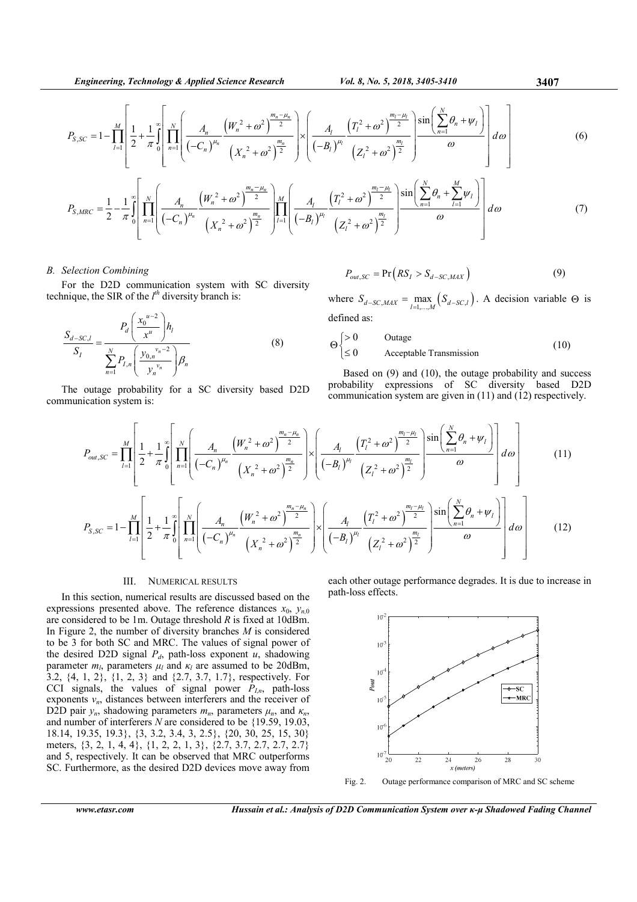$$P_{S,SC} = 1 - \prod_{l=1}^{M} \left[ \frac{1}{2} + \frac{1}{\pi} \int_0^\infty \left[ \prod_{n=1}^{N} \left( \frac{A_n}{(-C_n)^{\mu_n}} \frac{\left(W_n^2 + \omega^2\right)^{\frac{m_n - \mu_n}{2}}}{\left(X_n^2 + \omega^2\right)^{\frac{m_n}{2}}} \right) \times \left( \frac{A_l}{(-B_l)^{\mu_l}} \frac{\left(T_l^2 + \omega^2\right)^{\frac{m_l - \mu_l}{2}}}{\left(Z_l^2 + \omega^2\right)^{\frac{m_l}{2}}} \right) \frac{\sin\left( \sum_{n=1}^{N} \theta_n + \psi_l \right)}{\omega} \right] d\omega \right] \tag{6}$$

$$P_{S,MRC} = \frac{1}{2} - \frac{1}{\pi} \int_0^\infty \left[ \prod_{n=1}^{N} \left( \frac{A_n}{(-C_n)^{\mu_n}} \frac{\left(W_n^2 + \omega^2\right)^{\frac{m_n - \mu_n}{2}}}{\left(X_n^2 + \omega^2\right)^{\frac{m_n}{2}}} \right) \prod_{l=1}^{M} \left( \frac{A_l}{(-B_l)^{\mu_l}} \frac{\left(T_l^2 + \omega^2\right)^{\frac{m_l - \mu_l}{2}}}{\left(Z_l^2 + \omega^2\right)^{\frac{m_l}{2}}} \right) \frac{\sin\left( \sum_{n=1}^{N} \theta_n + \sum_{l=1}^{M} \psi_l \right)}{\omega} \right] d\omega \tag{7}$$

### B. Selection Combining

For the D2D communication system with SC diversity technique, the SIR of the $l^{th}$ diversity branch is:

$$\frac{S_{d-SC,l}}{S_I} = \frac{P_d \left( \frac{x_0^{u-2}}{x^u} \right) h_l}{\sum_{n=1}^{N} P_{I,n} \left( \frac{y_{0,n}^{v_n - 2}}{y_n^{v_n}} \right) \beta_n} \tag{8}$$

The outage probability for a SC diversity based D2D communication system is:

$$P_{out,SC} = \Pr\left( RS_I > S_{d-SC,MAX} \right) \tag{9}$$

where $S_{d-SC,MAX} = \max_{l=1,\dots,M} \left( S_{d-SC,l} \right)$. A decision variable $\Theta$ is defined as:

$$\Theta \begin{cases} > 0 & \text{Outage} \\ \leq 0 & \text{Acceptable Transmission} \end{cases} \tag{10}$$

Based on (9) and (10), the outage probability and success probability expressions of SC diversity based D2D communication system are given in (11) and (12) respectively.

$$P_{out,SC} = \prod_{l=1}^{M} \left[ \frac{1}{2} + \frac{1}{\pi} \int_0^\infty \left[ \prod_{n=1}^{N} \left( \frac{A_n}{(-C_n)^{\mu_n}} \frac{\left(W_n^2 + \omega^2\right)^{\frac{m_n - \mu_n}{2}}}{\left(X_n^2 + \omega^2\right)^{\frac{m_n}{2}}} \right) \times \left( \frac{A_l}{(-B_l)^{\mu_l}} \frac{\left(T_l^2 + \omega^2\right)^{\frac{m_l - \mu_l}{2}}}{\left(Z_l^2 + \omega^2\right)^{\frac{m_l}{2}}} \right) \frac{\sin\left( \sum_{n=1}^{N} \theta_n + \psi_l \right)}{\omega} \right] d\omega \right] \tag{11}$$

$$P_{S,SC} = 1 - \prod_{l=1}^{M} \left[ \frac{1}{2} + \frac{1}{\pi} \int_0^\infty \left[ \prod_{n=1}^{N} \left( \frac{A_n}{(-C_n)^{\mu_n}} \frac{\left(W_n^2 + \omega^2\right)^{\frac{m_n - \mu_n}{2}}}{\left(X_n^2 + \omega^2\right)^{\frac{m_n}{2}}} \right) \times \left( \frac{A_l}{(-B_l)^{\mu_l}} \frac{\left(T_l^2 + \omega^2\right)^{\frac{m_l - \mu_l}{2}}}{\left(Z_l^2 + \omega^2\right)^{\frac{m_l}{2}}} \right) \frac{\sin\left( \sum_{n=1}^{N} \theta_n + \psi_l \right)}{\omega} \right] d\omega \right] \tag{12}$$

## III. NUMERICAL RESULTS

In this section, numerical results are discussed based on the expressions presented above. The reference distances $x_0$, $y_{n,0}$ are considered to be 1m. Outage threshold $R$ is fixed at 10dBm. In Figure 2, the number of diversity branches $M$ is considered to be 3 for both SC and MRC. The values of signal power of the desired D2D signal $P_d$, path-loss exponent $u$, shadowing parameter $m_l$, parameters $\mu_l$ and $\kappa_l$ are assumed to be 20dBm, 3.2, {4, 1, 2}, {1, 2, 3} and {2.7, 3.7, 1.7}, respectively. For CCI signals, the values of signal power $P_{I,n}$, path-loss exponents $v_n$, distances between interferers and the receiver of D2D pair $y_n$, shadowing parameters $m_n$, parameters $\mu_n$, and $\kappa_n$, and number of interferers $N$ are considered to be {19.59, 19.03, 18.14, 19.35, 19.3}, {3, 3.2, 3.4, 3, 2.5}, {20, 30, 25, 15, 30} meters, {3, 2, 1, 4, 4}, {1, 2, 2, 1, 3}, {2.7, 3.7, 2.7, 2.7, 2.7} and 5, respectively. It can be observed that MRC outperforms SC. Furthermore, as the desired D2D devices move away from each other outage performance degrades. It is due to increase in path-loss effects.

Fig. 2. Outage performance comparison of MRC and SC scheme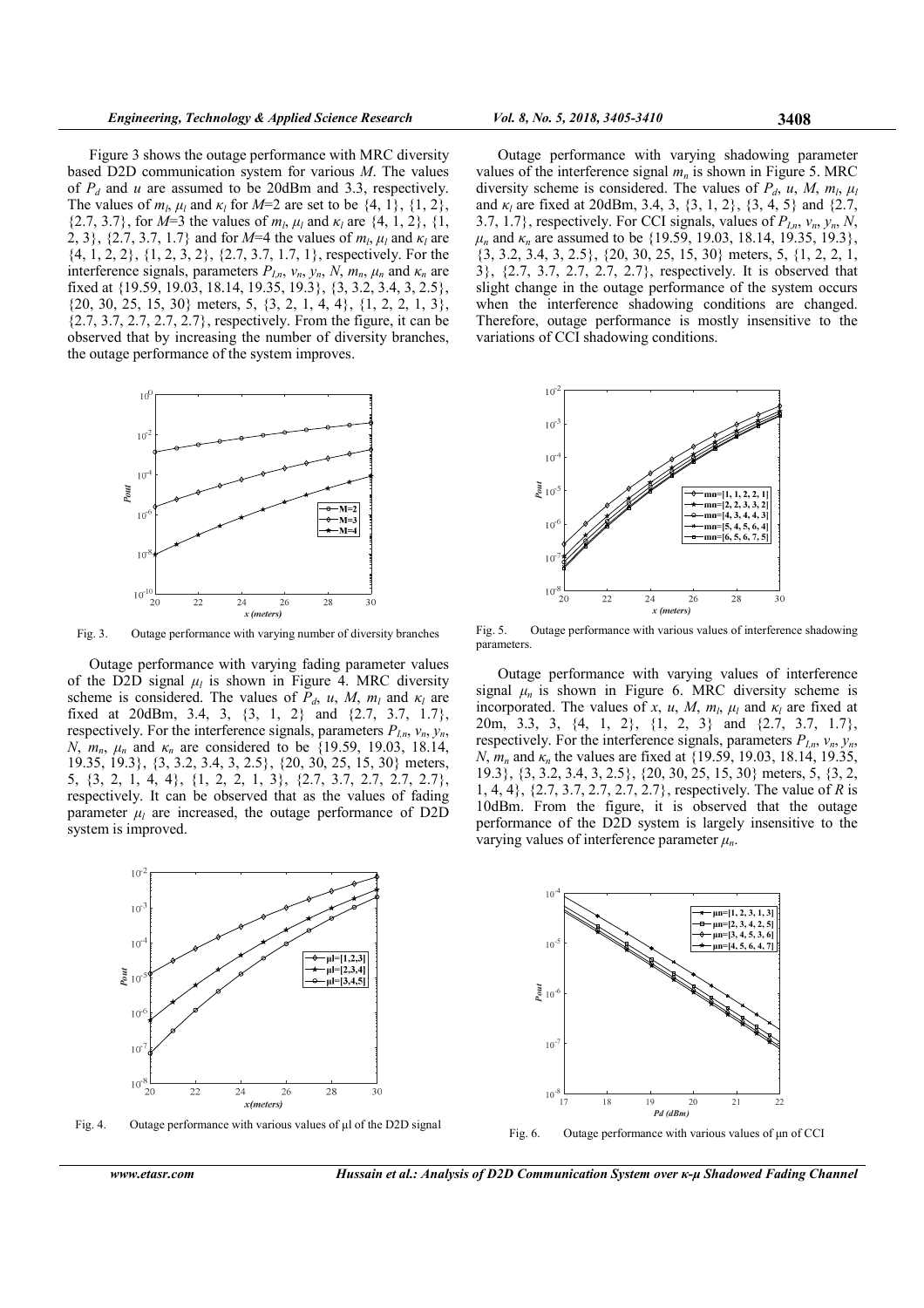Figure 3 shows the outage performance with MRC diversity based D2D communication system for various $M$. The values of $P_d$ and $u$ are assumed to be 20dBm and 3.3, respectively. The values of $m_l$, $\mu_l$ and $\kappa_l$ for $M$=2 are set to be {4, 1}, {1, 2}, {2.7, 3.7}, for $M$=3 the values of $m_l$, $\mu_l$ and $\kappa_l$ are {4, 1, 2}, {1, 2, 3}, {2.7, 3.7, 1.7} and for $M$=4 the values of $m_l$, $\mu_l$ and $\kappa_l$ are {4, 1, 2, 2}, {1, 2, 3, 2}, {2.7, 3.7, 1.7, 1}, respectively. For the interference signals, parameters $P_{I,n}$, $v_n$, $y_n$, $N$, $m_n$, $\mu_n$ and $\kappa_n$ are fixed at {19.59, 19.03, 18.14, 19.35, 19.3}, {3, 3.2, 3.4, 3, 2.5}, {20, 30, 25, 15, 30} meters, 5, {3, 2, 1, 4, 4}, {1, 2, 2, 1, 3}, {2.7, 3.7, 2.7, 2.7, 2.7}, respectively. From the figure, it can be observed that by increasing the number of diversity branches, the outage performance of the system improves.

Fig. 3. Outage performance with varying number of diversity branches

Outage performance with varying fading parameter values of the D2D signal $\mu_l$ is shown in Figure 4. MRC diversity scheme is considered. The values of $P_d$, $u$, $M$, $m_l$ and $\kappa_l$ are fixed at 20dBm, 3.4, 3, {3, 1, 2} and {2.7, 3.7, 1.7}, respectively. For the interference signals, parameters $P_{I,n}$, $v_n$, $y_n$, $N$, $m_n$, $\mu_n$ and $\kappa_n$ are considered to be {19.59, 19.03, 18.14, 19.35, 19.3}, {3, 3.2, 3.4, 3, 2.5}, {20, 30, 25, 15, 30} meters, 5, {3, 2, 1, 4, 4}, {1, 2, 2, 1, 3}, {2.7, 3.7, 2.7, 2.7, 2.7}, respectively. It can be observed that as the values of fading parameter $\mu_l$ are increased, the outage performance of D2D system is improved.

Fig. 4. Outage performance with various values of μl of the D2D signal

Outage performance with varying shadowing parameter values of the interference signal $m_n$ is shown in Figure 5. MRC diversity scheme is considered. The values of $P_d$, $u$, $M$, $m_l$, $\mu_l$ and $\kappa_l$ are fixed at 20dBm, 3.4, 3, {3, 1, 2}, {3, 4, 5} and {2.7, 3.7, 1.7}, respectively. For CCI signals, values of $P_{I,n}$, $v_n$, $y_n$, $N$, $\mu_n$ and $\kappa_n$ are assumed to be {19.59, 19.03, 18.14, 19.35, 19.3}, {3, 3.2, 3.4, 3, 2.5}, {20, 30, 25, 15, 30} meters, 5, {1, 2, 2, 1, 3}, {2.7, 3.7, 2.7, 2.7, 2.7}, respectively. It is observed that slight change in the outage performance of the system occurs when the interference shadowing conditions are changed. Therefore, outage performance is mostly insensitive to the variations of CCI shadowing conditions.

Fig. 5. Outage performance with various values of interference shadowing parameters.

Outage performance with varying values of interference signal $\mu_n$ is shown in Figure 6. MRC diversity scheme is incorporated. The values of $x$, $u$, $M$, $m_l$, $\mu_l$ and $\kappa_l$ are fixed at 20m, 3.3, 3, {4, 1, 2}, {1, 2, 3} and {2.7, 3.7, 1.7}, respectively. For the interference signals, parameters $P_{I,n}$, $v_n$, $y_n$, $N$, $m_n$ and $\kappa_n$ the values are fixed at {19.59, 19.03, 18.14, 19.35, 19.3}, {3, 3.2, 3.4, 3, 2.5}, {20, 30, 25, 15, 30} meters, 5, {3, 2, 1, 4, 4}, {2.7, 3.7, 2.7, 2.7, 2.7}, respectively. The value of $R$ is 10dBm. From the figure, it is observed that the outage performance of the D2D system is largely insensitive to the varying values of interference parameter $\mu_n$.

Fig. 6. Outage performance with various values of μn of CCI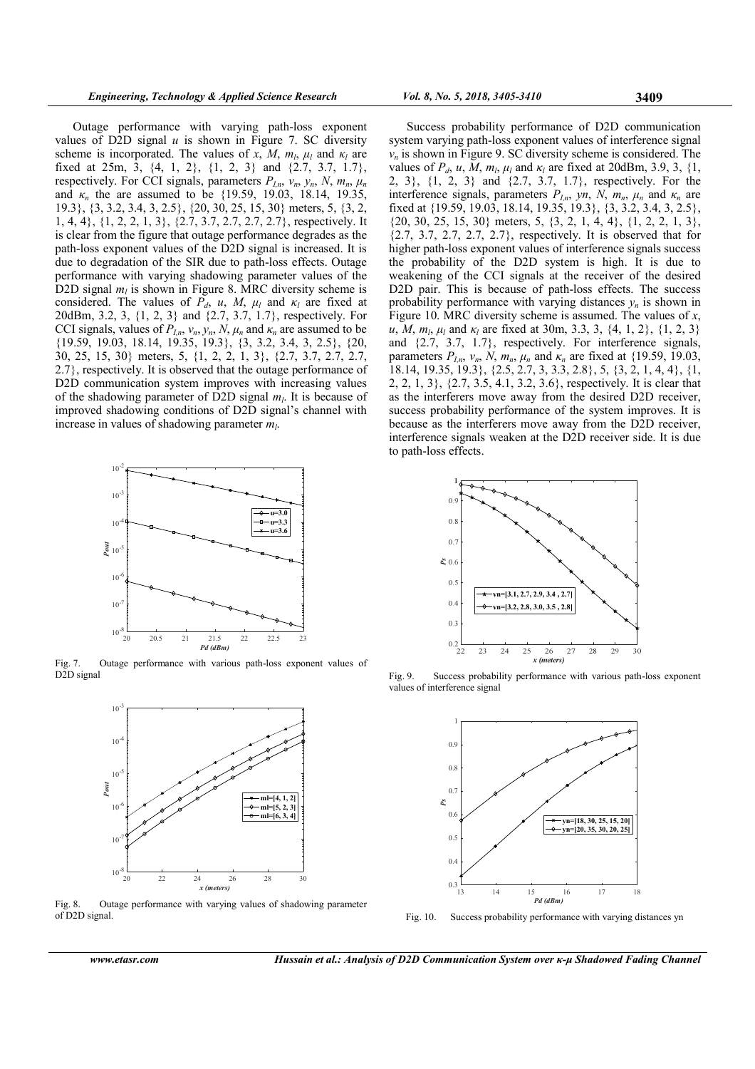Outage performance with varying path-loss exponent values of D2D signal $u$ is shown in Figure 7. SC diversity scheme is incorporated. The values of $x$, $M$, $m_l$, $\mu_l$ and $\kappa_l$ are fixed at 25m, 3, {4, 1, 2}, {1, 2, 3} and {2.7, 3.7, 1.7}, respectively. For CCI signals, parameters $P_{I,n}$, $v_n$, $y_n$, $N$, $m_n$, $\mu_n$ and $\kappa_n$ the are assumed to be {19.59, 19.03, 18.14, 19.35, 19.3}, {3, 3.2, 3.4, 3, 2.5}, {20, 30, 25, 15, 30} meters, 5, {3, 2, 1, 4, 4}, {1, 2, 2, 1, 3}, {2.7, 3.7, 2.7, 2.7, 2.7}, respectively. It is clear from the figure that outage performance degrades as the path-loss exponent values of the D2D signal is increased. It is due to degradation of the SIR due to path-loss effects. Outage performance with varying shadowing parameter values of the D2D signal $m_l$ is shown in Figure 8. MRC diversity scheme is considered. The values of $P_d$, $u$, $M$, $\mu_l$ and $\kappa_l$ are fixed at 20dBm, 3.2, 3, {1, 2, 3} and {2.7, 3.7, 1.7}, respectively. For CCI signals, values of $P_{I,n}$, $v_n$, $y_n$, $N$, $\mu_n$ and $\kappa_n$ are assumed to be {19.59, 19.03, 18.14, 19.35, 19.3}, {3, 3.2, 3.4, 3, 2.5}, {20, 30, 25, 15, 30} meters, 5, {1, 2, 2, 1, 3}, {2.7, 3.7, 2.7, 2.7, 2.7}, respectively. It is observed that the outage performance of D2D communication system improves with increasing values of the shadowing parameter of D2D signal $m_l$. It is because of improved shadowing conditions of D2D signal's channel with increase in values of shadowing parameter $m_l$.

Fig. 7. Outage performance with various path-loss exponent values of D2D signal

Fig. 8. Outage performance with varying values of shadowing parameter of D2D signal.

Success probability performance of D2D communication system varying path-loss exponent values of interference signal $v_n$ is shown in Figure 9. SC diversity scheme is considered. The values of $P_d$, $u$, $M$, $m_l$, $\mu_l$ and $\kappa_l$ are fixed at 20dBm, 3.9, 3, {1, 2, 3}, {1, 2, 3} and {2.7, 3.7, 1.7}, respectively. For the interference signals, parameters $P_{I,n}$, $yn$, $N$, $m_n$, $\mu_n$ and $\kappa_n$ are fixed at {19.59, 19.03, 18.14, 19.35, 19.3}, {20, 30, 25, 15, 30} meters, 5, {3, 2, 1, 4, 4}, {1, 2, 2, 1, 3}, {2.7, 3.7, 2.7, 2.7, 2.7}, respectively. It is observed that for higher path-loss exponent values of interference signals success the probability of the D2D system is high. It is due to weakening of the CCI signals at the receiver of the desired D2D pair. This is because of path-loss effects. The success probability performance with varying distances $y_n$ is shown in Figure 10. MRC diversity scheme is assumed. The values of $x$, $u$, $M$, $m_l$, $\mu_l$ and $\kappa_l$ are fixed at 30m, 3.3, 3, {4, 1, 2}, {1, 2, 3} and {2.7, 3.7, 1.7}, respectively. For interference signals, parameters $P_{I,n}$, $v_n$, $N$, $m_n$, $\mu_n$ and $\kappa_n$ are fixed at {19.59, 19.03, 18.14, 19.35, 19.3}, {2.5, 2.7, 3, 3.3, 2.8}, 5, {3, 2, 1, 4, 4}, {1, 2, 2, 1, 3}, {2.7, 3.5, 4.1, 3.2, 3.6}, respectively. It is clear that as the interferers move away from the desired D2D receiver, success probability performance of the system improves. It is because as the interferers move away from the D2D receiver, interference signals weaken at the D2D receiver side. It is due to path-loss effects.

Fig. 9. Success probability performance with various path-loss exponent values of interference signal

Fig. 10. Success probability performance with varying distances yn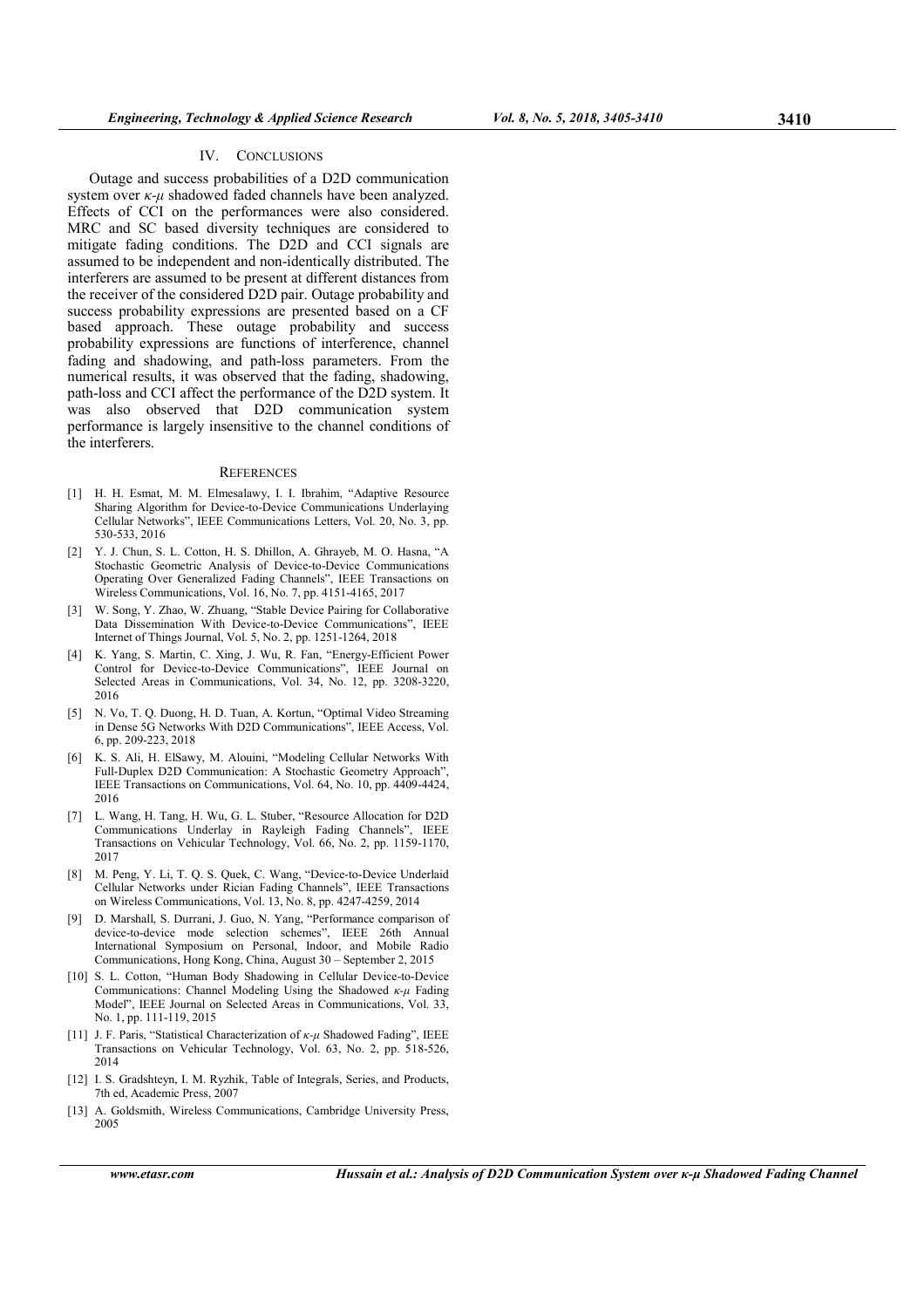## IV. CONCLUSIONS

Outage and success probabilities of a D2D communication system over $\kappa$-$\mu$ shadowed faded channels have been analyzed. Effects of CCI on the performances were also considered. MRC and SC based diversity techniques are considered to mitigate fading conditions. The D2D and CCI signals are assumed to be independent and non-identically distributed. The interferers are assumed to be present at different distances from the receiver of the considered D2D pair. Outage probability and success probability expressions are presented based on a CF based approach. These outage probability and success probability expressions are functions of interference, channel fading and shadowing, and path-loss parameters. From the numerical results, it was observed that the fading, shadowing, path-loss and CCI affect the performance of the D2D system. It was also observed that D2D communication system performance is largely insensitive to the channel conditions of the interferers.

## REFERENCES

[1] H. H. Esmat, M. M. Elmesalawy, I. I. Ibrahim, "Adaptive Resource Sharing Algorithm for Device-to-Device Communications Underlaying Cellular Networks", IEEE Communications Letters, Vol. 20, No. 3, pp. 530-533, 2016

[2] Y. J. Chun, S. L. Cotton, H. S. Dhillon, A. Ghrayeb, M. O. Hasna, "A Stochastic Geometric Analysis of Device-to-Device Communications Operating Over Generalized Fading Channels", IEEE Transactions on Wireless Communications, Vol. 16, No. 7, pp. 4151-4165, 2017

[3] W. Song, Y. Zhao, W. Zhuang, "Stable Device Pairing for Collaborative Data Dissemination With Device-to-Device Communications", IEEE Internet of Things Journal, Vol. 5, No. 2, pp. 1251-1264, 2018

[4] K. Yang, S. Martin, C. Xing, J. Wu, R. Fan, "Energy-Efficient Power Control for Device-to-Device Communications", IEEE Journal on Selected Areas in Communications, Vol. 34, No. 12, pp. 3208-3220, 2016

[5] N. Vo, T. Q. Duong, H. D. Tuan, A. Kortun, "Optimal Video Streaming in Dense 5G Networks With D2D Communications", IEEE Access, Vol. 6, pp. 209-223, 2018

[6] K. S. Ali, H. ElSawy, M. Alouini, "Modeling Cellular Networks With Full-Duplex D2D Communication: A Stochastic Geometry Approach", IEEE Transactions on Communications, Vol. 64, No. 10, pp. 4409-4424, 2016

[7] L. Wang, H. Tang, H. Wu, G. L. Stuber, "Resource Allocation for D2D Communications Underlay in Rayleigh Fading Channels", IEEE Transactions on Vehicular Technology, Vol. 66, No. 2, pp. 1159-1170, 2017

[8] M. Peng, Y. Li, T. Q. S. Quek, C. Wang, "Device-to-Device Underlaid Cellular Networks under Rician Fading Channels", IEEE Transactions on Wireless Communications, Vol. 13, No. 8, pp. 4247-4259, 2014

[9] D. Marshall, S. Durrani, J. Guo, N. Yang, "Performance comparison of device-to-device mode selection schemes", IEEE 26th Annual International Symposium on Personal, Indoor, and Mobile Radio Communications, Hong Kong, China, August 30 – September 2, 2015

[10] S. L. Cotton, "Human Body Shadowing in Cellular Device-to-Device Communications: Channel Modeling Using the Shadowed $\kappa$-$\mu$ Fading Model", IEEE Journal on Selected Areas in Communications, Vol. 33, No. 1, pp. 111-119, 2015

[11] J. F. Paris, "Statistical Characterization of $\kappa$-$\mu$ Shadowed Fading", IEEE Transactions on Vehicular Technology, Vol. 63, No. 2, pp. 518-526, 2014

[12] I. S. Gradshteyn, I. M. Ryzhik, Table of Integrals, Series, and Products, 7th ed, Academic Press, 2007

[13] A. Goldsmith, Wireless Communications, Cambridge University Press, 2005